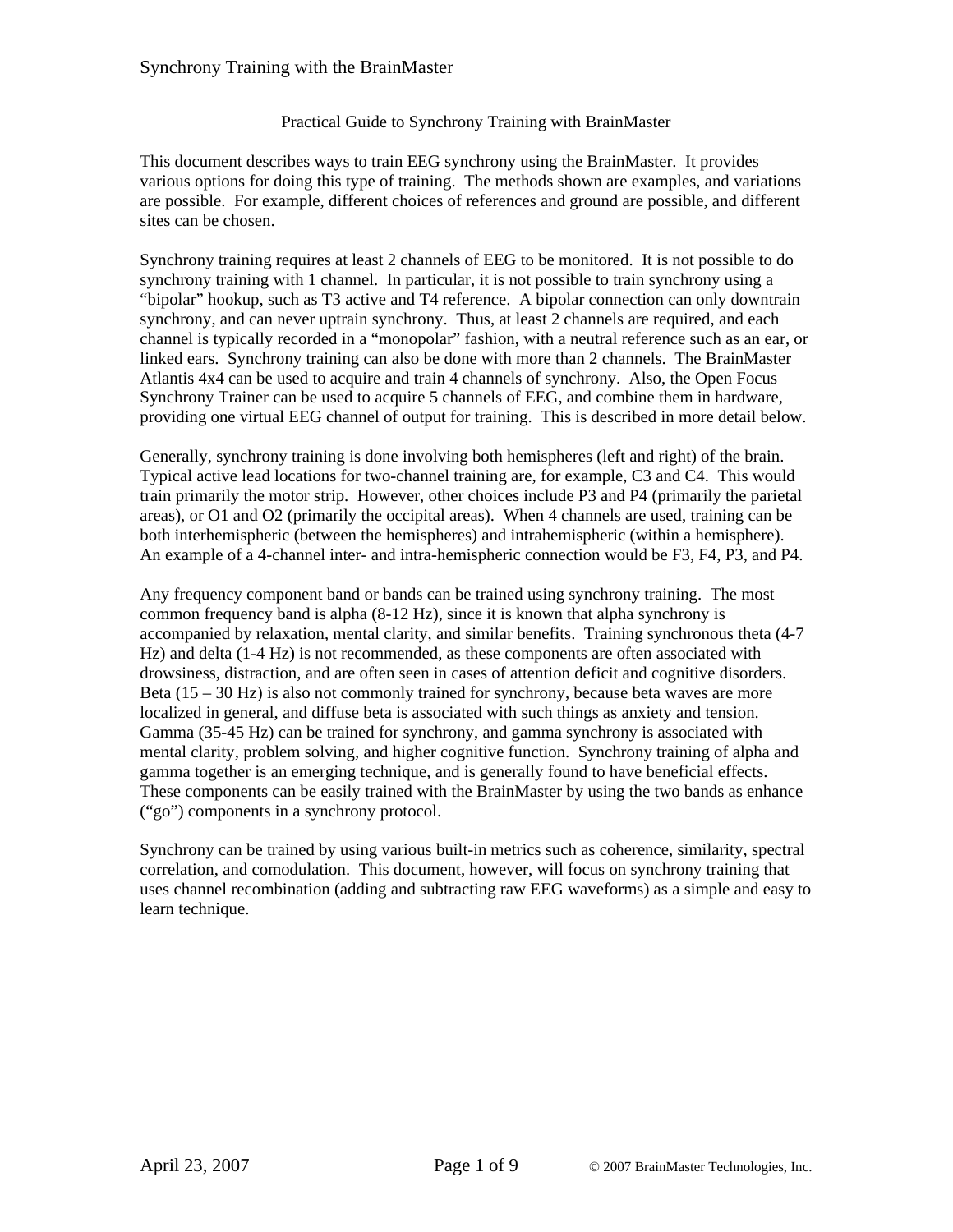# Practical Guide to Synchrony Training with BrainMaster

This document describes ways to train EEG synchrony using the BrainMaster. It provides various options for doing this type of training. The methods shown are examples, and variations are possible. For example, different choices of references and ground are possible, and different sites can be chosen.

Synchrony training requires at least 2 channels of EEG to be monitored. It is not possible to do synchrony training with 1 channel. In particular, it is not possible to train synchrony using a "bipolar" hookup, such as T3 active and T4 reference. A bipolar connection can only downtrain synchrony, and can never uptrain synchrony. Thus, at least 2 channels are required, and each channel is typically recorded in a "monopolar" fashion, with a neutral reference such as an ear, or linked ears. Synchrony training can also be done with more than 2 channels. The BrainMaster Atlantis 4x4 can be used to acquire and train 4 channels of synchrony. Also, the Open Focus Synchrony Trainer can be used to acquire 5 channels of EEG, and combine them in hardware, providing one virtual EEG channel of output for training. This is described in more detail below.

Generally, synchrony training is done involving both hemispheres (left and right) of the brain. Typical active lead locations for two-channel training are, for example, C3 and C4. This would train primarily the motor strip. However, other choices include P3 and P4 (primarily the parietal areas), or O1 and O2 (primarily the occipital areas). When 4 channels are used, training can be both interhemispheric (between the hemispheres) and intrahemispheric (within a hemisphere). An example of a 4-channel inter- and intra-hemispheric connection would be F3, F4, P3, and P4.

Any frequency component band or bands can be trained using synchrony training. The most common frequency band is alpha (8-12 Hz), since it is known that alpha synchrony is accompanied by relaxation, mental clarity, and similar benefits. Training synchronous theta (4-7 Hz) and delta (1-4 Hz) is not recommended, as these components are often associated with drowsiness, distraction, and are often seen in cases of attention deficit and cognitive disorders. Beta (15 – 30 Hz) is also not commonly trained for synchrony, because beta waves are more localized in general, and diffuse beta is associated with such things as anxiety and tension. Gamma (35-45 Hz) can be trained for synchrony, and gamma synchrony is associated with mental clarity, problem solving, and higher cognitive function. Synchrony training of alpha and gamma together is an emerging technique, and is generally found to have beneficial effects. These components can be easily trained with the BrainMaster by using the two bands as enhance ("go") components in a synchrony protocol.

Synchrony can be trained by using various built-in metrics such as coherence, similarity, spectral correlation, and comodulation. This document, however, will focus on synchrony training that uses channel recombination (adding and subtracting raw EEG waveforms) as a simple and easy to learn technique.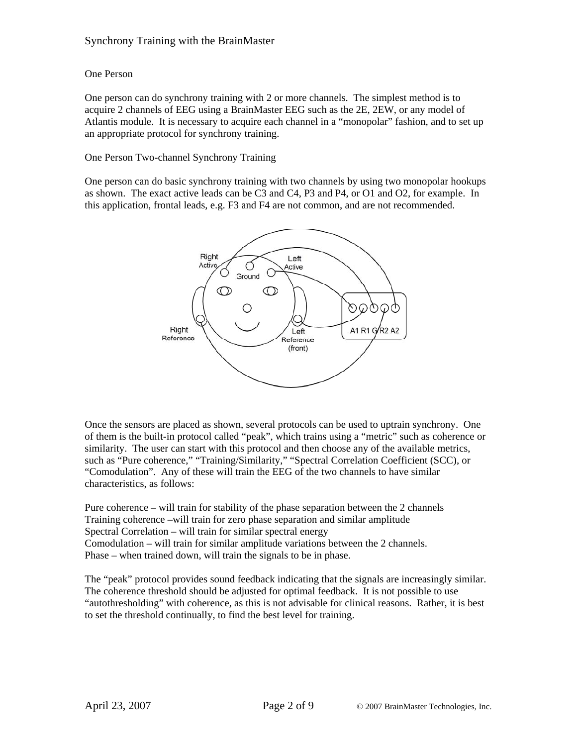One Person

One person can do synchrony training with 2 or more channels. The simplest method is to acquire 2 channels of EEG using a BrainMaster EEG such as the 2E, 2EW, or any model of Atlantis module. It is necessary to acquire each channel in a "monopolar" fashion, and to set up an appropriate protocol for synchrony training.

One Person Two-channel Synchrony Training

One person can do basic synchrony training with two channels by using two monopolar hookups as shown. The exact active leads can be C3 and C4, P3 and P4, or O1 and O2, for example. In this application, frontal leads, e.g. F3 and F4 are not common, and are not recommended.

Once the sensors are placed as shown, several protocols can be used to uptrain synchrony. One of them is the built-in protocol called "peak", which trains using a "metric" such as coherence or similarity. The user can start with this protocol and then choose any of the available metrics, such as "Pure coherence," "Training/Similarity," "Spectral Correlation Coefficient (SCC), or "Comodulation". Any of these will train the EEG of the two channels to have similar characteristics, as follows:

Pure coherence – will train for stability of the phase separation between the 2 channels
Training coherence –will train for zero phase separation and similar amplitude
Spectral Correlation – will train for similar spectral energy
Comodulation – will train for similar amplitude variations between the 2 channels.
Phase – when trained down, will train the signals to be in phase.

The "peak" protocol provides sound feedback indicating that the signals are increasingly similar. The coherence threshold should be adjusted for optimal feedback. It is not possible to use "autothresholding" with coherence, as this is not advisable for clinical reasons. Rather, it is best to set the threshold continually, to find the best level for training.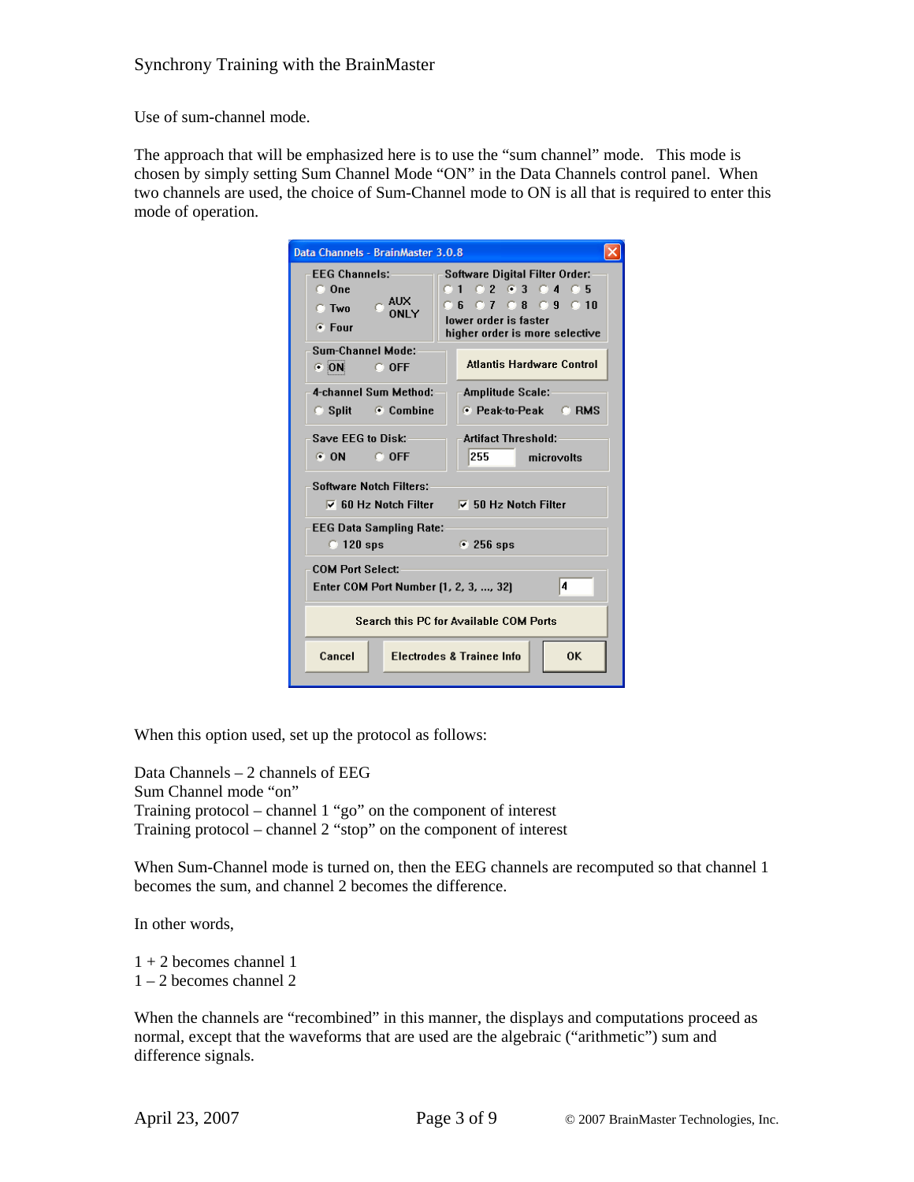Use of sum-channel mode.

The approach that will be emphasized here is to use the “sum channel” mode. This mode is chosen by simply setting Sum Channel Mode “ON” in the Data Channels control panel. When two channels are used, the choice of Sum-Channel mode to ON is all that is required to enter this mode of operation.

When this option used, set up the protocol as follows:

Data Channels – 2 channels of EEG
Sum Channel mode “on”
Training protocol – channel 1 “go” on the component of interest
Training protocol – channel 2 “stop” on the component of interest

When Sum-Channel mode is turned on, then the EEG channels are recomputed so that channel 1 becomes the sum, and channel 2 becomes the difference.

In other words,

1 + 2 becomes channel 1
1 – 2 becomes channel 2

When the channels are “recombined” in this manner, the displays and computations proceed as normal, except that the waveforms that are used are the algebraic (“arithmetic”) sum and difference signals.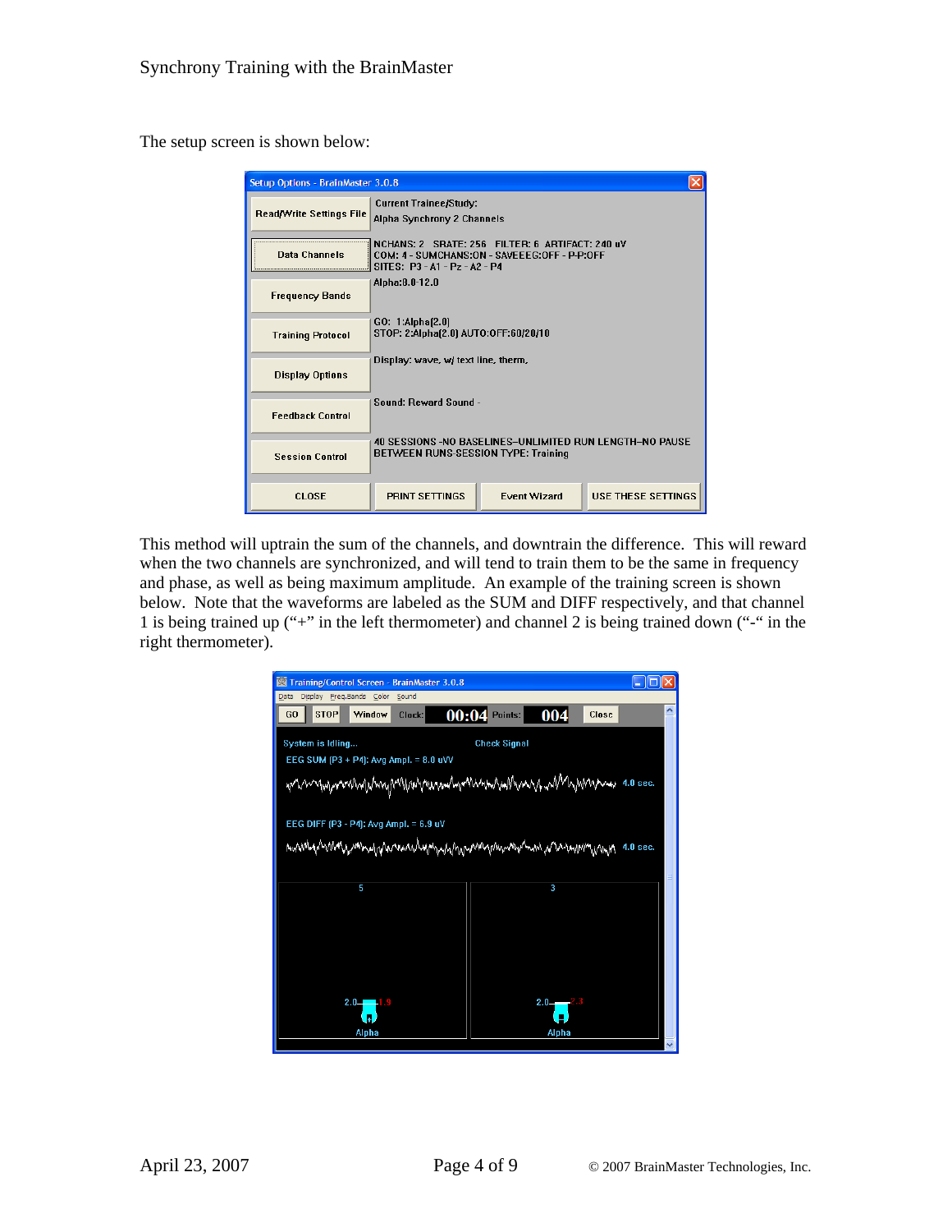The setup screen is shown below:

This method will uptrain the sum of the channels, and downtrain the difference. This will reward when the two channels are synchronized, and will tend to train them to be the same in frequency and phase, as well as being maximum amplitude. An example of the training screen is shown below. Note that the waveforms are labeled as the SUM and DIFF respectively, and that channel 1 is being trained up ("+" in the left thermometer) and channel 2 is being trained down ("-" in the right thermometer).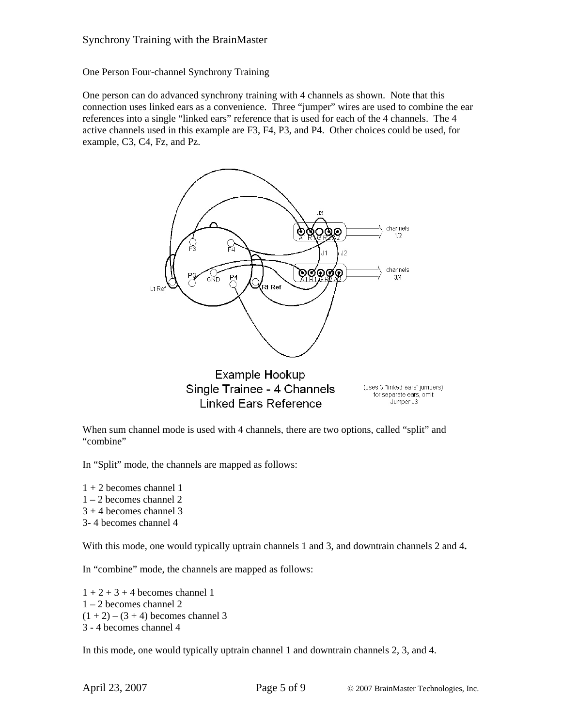One Person Four-channel Synchrony Training

One person can do advanced synchrony training with 4 channels as shown. Note that this connection uses linked ears as a convenience. Three "jumper" wires are used to combine the ear references into a single "linked ears" reference that is used for each of the 4 channels. The 4 active channels used in this example are F3, F4, P3, and P4. Other choices could be used, for example, C3, C4, Fz, and Pz.

Example Hookup
Single Trainee - 4 Channels
Linked Ears Reference

(uses 3 "linked-ears" jumpers)
for separate ears, omit
Jumper J3

When sum channel mode is used with 4 channels, there are two options, called "split" and "combine"

In "Split" mode, the channels are mapped as follows:

1 + 2 becomes channel 1
1 – 2 becomes channel 2
3 + 4 becomes channel 3
3- 4 becomes channel 4

With this mode, one would typically uptrain channels 1 and 3, and downtrain channels 2 and 4**.**

In "combine" mode, the channels are mapped as follows:

1 + 2 + 3 + 4 becomes channel 1
1 – 2 becomes channel 2
(1 + 2) – (3 + 4) becomes channel 3
3 - 4 becomes channel 4

In this mode, one would typically uptrain channel 1 and downtrain channels 2, 3, and 4.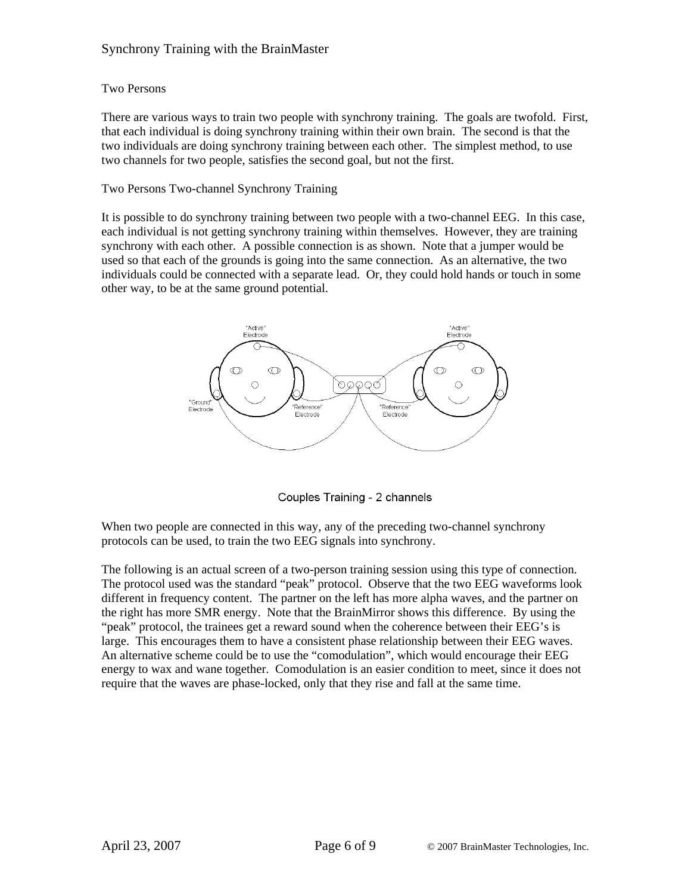## Two Persons

There are various ways to train two people with synchrony training. The goals are twofold. First, that each individual is doing synchrony training within their own brain. The second is that the two individuals are doing synchrony training between each other. The simplest method, to use two channels for two people, satisfies the second goal, but not the first.

### Two Persons Two-channel Synchrony Training

It is possible to do synchrony training between two people with a two-channel EEG. In this case, each individual is not getting synchrony training within themselves. However, they are training synchrony with each other. A possible connection is as shown. Note that a jumper would be used so that each of the grounds is going into the same connection. As an alternative, the two individuals could be connected with a separate lead. Or, they could hold hands or touch in some other way, to be at the same ground potential.

"Active" Electrode

"Ground" Electrode

"Reference" Electrode

Couples Training - 2 channels

When two people are connected in this way, any of the preceding two-channel synchrony protocols can be used, to train the two EEG signals into synchrony.

The following is an actual screen of a two-person training session using this type of connection. The protocol used was the standard "peak" protocol. Observe that the two EEG waveforms look different in frequency content. The partner on the left has more alpha waves, and the partner on the right has more SMR energy. Note that the BrainMirror shows this difference. By using the "peak" protocol, the trainees get a reward sound when the coherence between their EEG's is large. This encourages them to have a consistent phase relationship between their EEG waves. An alternative scheme could be to use the "comodulation", which would encourage their EEG energy to wax and wane together. Comodulation is an easier condition to meet, since it does not require that the waves are phase-locked, only that they rise and fall at the same time.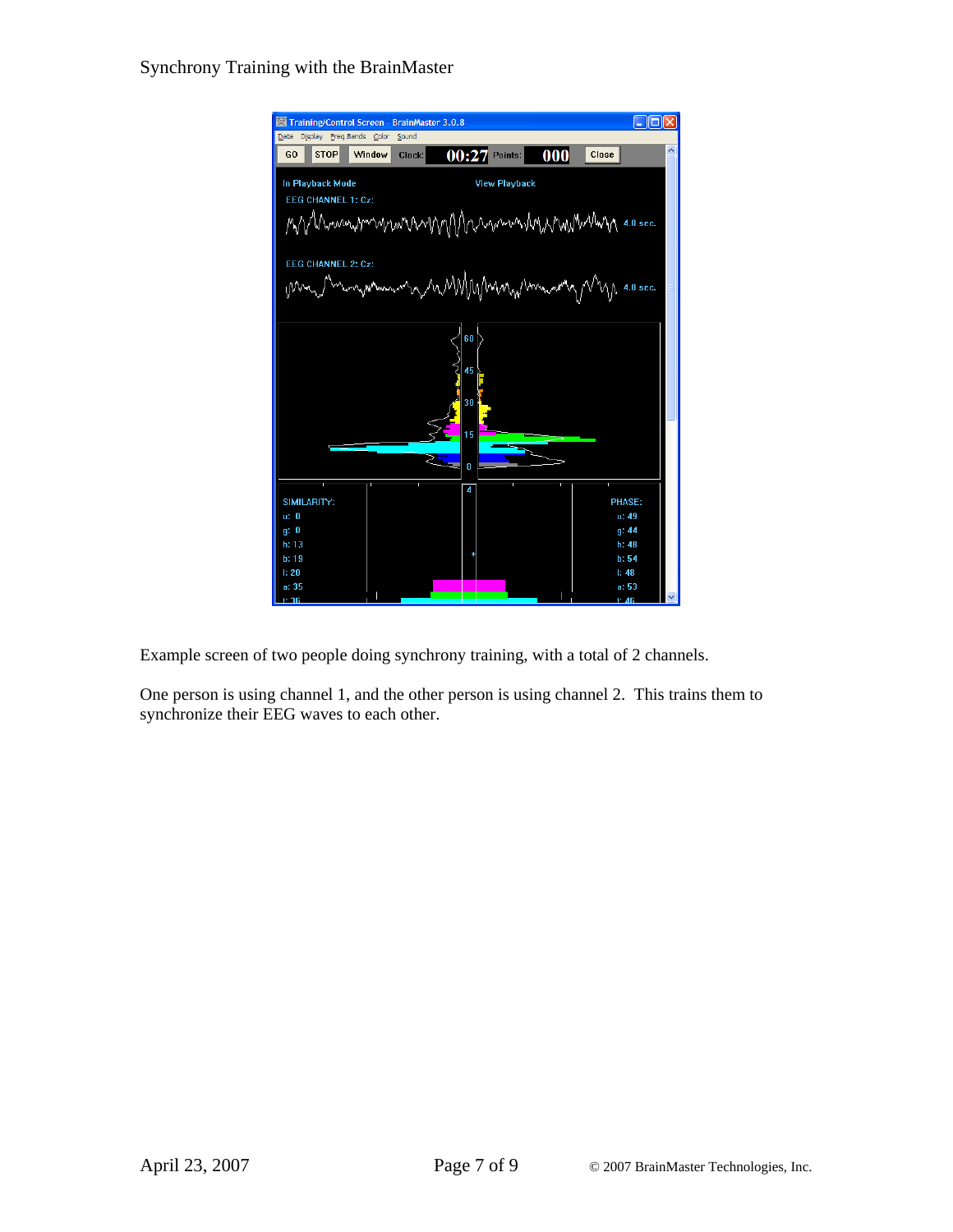Example screen of two people doing synchrony training, with a total of 2 channels.

One person is using channel 1, and the other person is using channel 2. This trains them to synchronize their EEG waves to each other.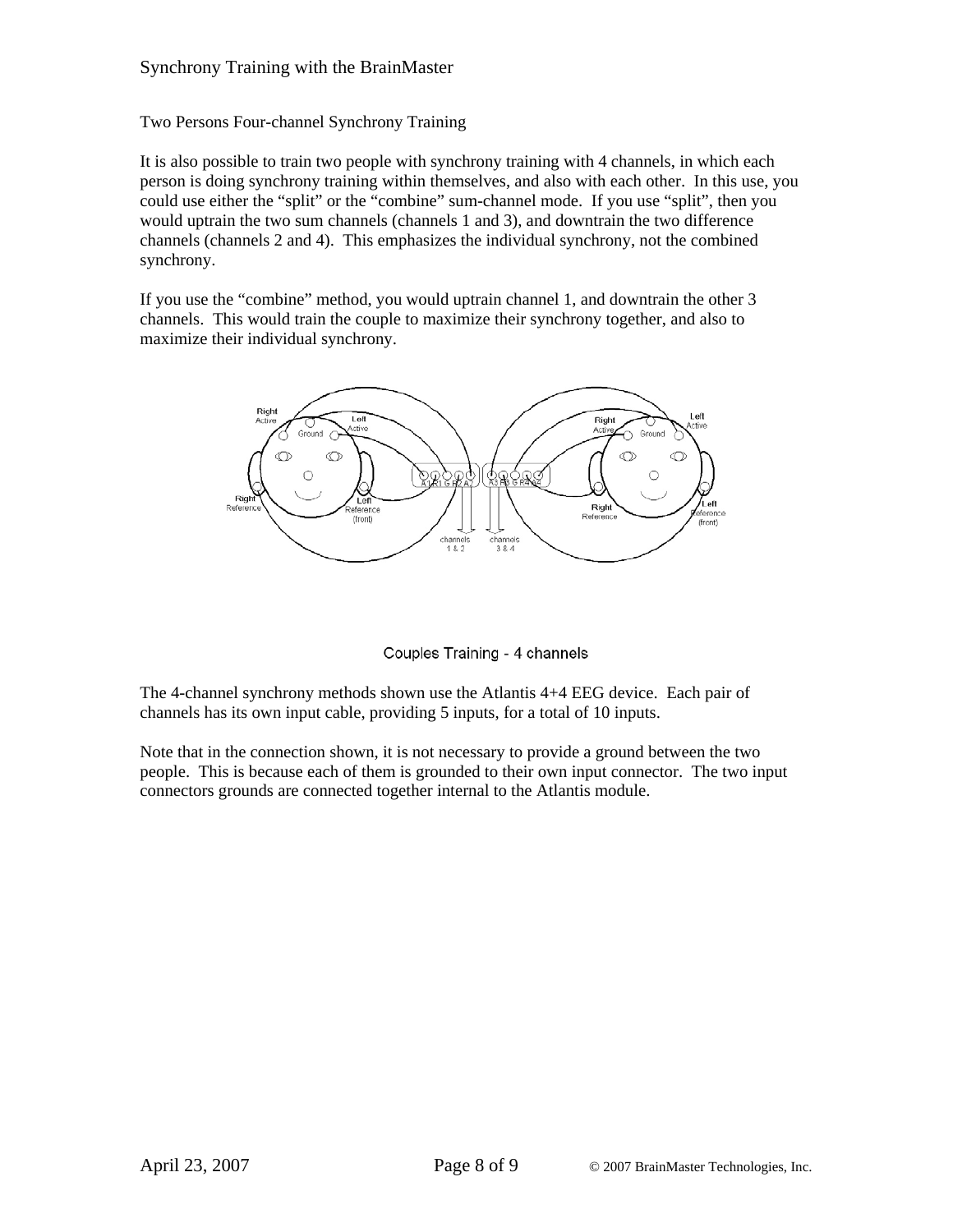## Two Persons Four-channel Synchrony Training

It is also possible to train two people with synchrony training with 4 channels, in which each person is doing synchrony training within themselves, and also with each other. In this use, you could use either the "split" or the "combine" sum-channel mode. If you use "split", then you would uptrain the two sum channels (channels 1 and 3), and downtrain the two difference channels (channels 2 and 4). This emphasizes the individual synchrony, not the combined synchrony.

If you use the "combine" method, you would uptrain channel 1, and downtrain the other 3 channels. This would train the couple to maximize their synchrony together, and also to maximize their individual synchrony.

Couples Training - 4 channels

The 4-channel synchrony methods shown use the Atlantis 4+4 EEG device. Each pair of channels has its own input cable, providing 5 inputs, for a total of 10 inputs.

Note that in the connection shown, it is not necessary to provide a ground between the two people. This is because each of them is grounded to their own input connector. The two input connectors grounds are connected together internal to the Atlantis module.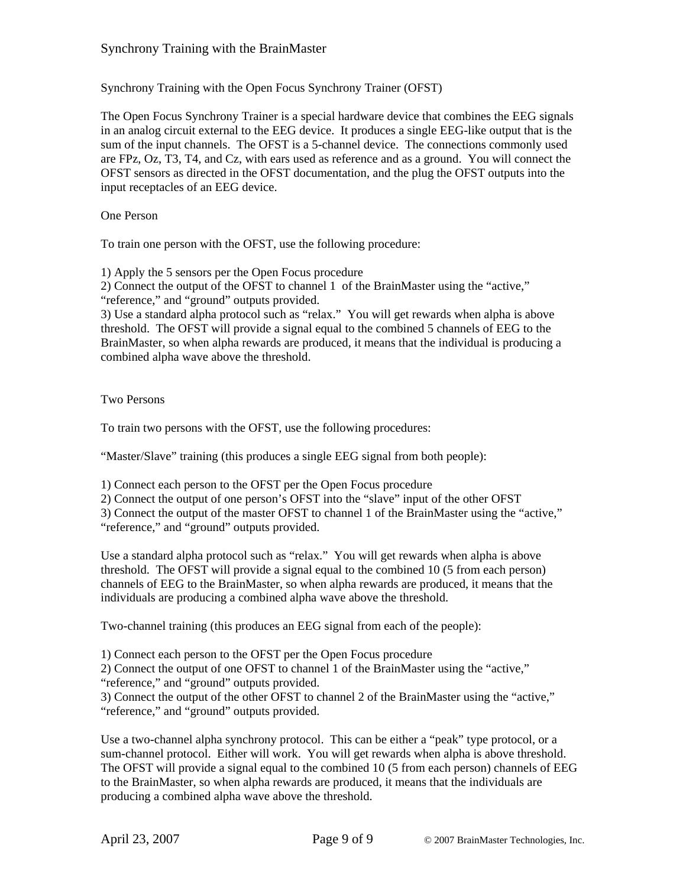## Synchrony Training with the Open Focus Synchrony Trainer (OFST)

The Open Focus Synchrony Trainer is a special hardware device that combines the EEG signals in an analog circuit external to the EEG device. It produces a single EEG-like output that is the sum of the input channels. The OFST is a 5-channel device. The connections commonly used are FPz, Oz, T3, T4, and Cz, with ears used as reference and as a ground. You will connect the OFST sensors as directed in the OFST documentation, and the plug the OFST outputs into the input receptacles of an EEG device.

### One Person

To train one person with the OFST, use the following procedure:

1) Apply the 5 sensors per the Open Focus procedure
2) Connect the output of the OFST to channel 1 of the BrainMaster using the "active," "reference," and "ground" outputs provided.
3) Use a standard alpha protocol such as "relax." You will get rewards when alpha is above threshold. The OFST will provide a signal equal to the combined 5 channels of EEG to the BrainMaster, so when alpha rewards are produced, it means that the individual is producing a combined alpha wave above the threshold.

### Two Persons

To train two persons with the OFST, use the following procedures:

"Master/Slave" training (this produces a single EEG signal from both people):

1) Connect each person to the OFST per the Open Focus procedure
2) Connect the output of one person's OFST into the "slave" input of the other OFST
3) Connect the output of the master OFST to channel 1 of the BrainMaster using the "active," "reference," and "ground" outputs provided.

Use a standard alpha protocol such as "relax." You will get rewards when alpha is above threshold. The OFST will provide a signal equal to the combined 10 (5 from each person) channels of EEG to the BrainMaster, so when alpha rewards are produced, it means that the individuals are producing a combined alpha wave above the threshold.

Two-channel training (this produces an EEG signal from each of the people):

1) Connect each person to the OFST per the Open Focus procedure
2) Connect the output of one OFST to channel 1 of the BrainMaster using the "active," "reference," and "ground" outputs provided.
3) Connect the output of the other OFST to channel 2 of the BrainMaster using the "active," "reference," and "ground" outputs provided.

Use a two-channel alpha synchrony protocol. This can be either a "peak" type protocol, or a sum-channel protocol. Either will work. You will get rewards when alpha is above threshold. The OFST will provide a signal equal to the combined 10 (5 from each person) channels of EEG to the BrainMaster, so when alpha rewards are produced, it means that the individuals are producing a combined alpha wave above the threshold.